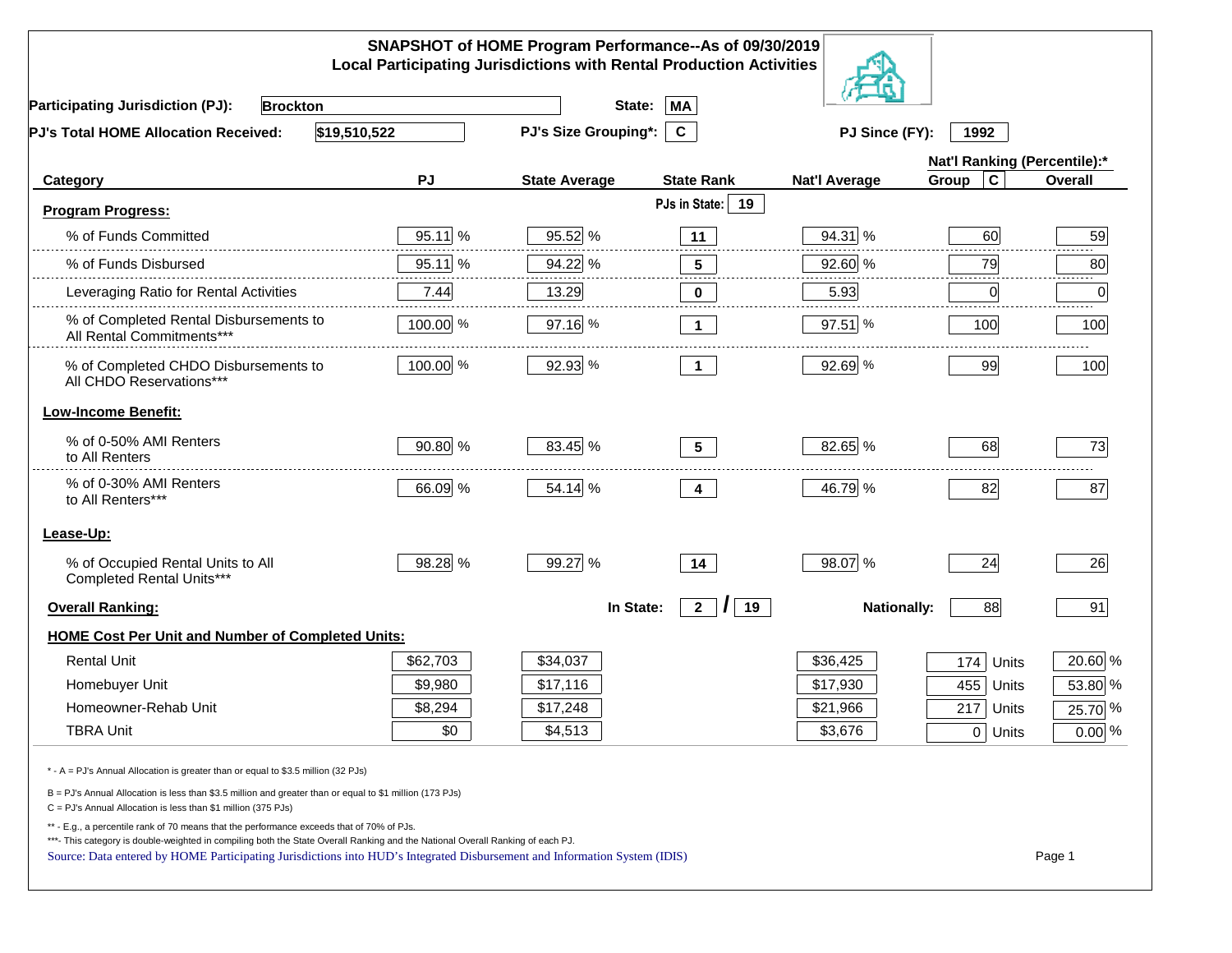# SNAPSHOT of HOME Program Performance--As of 09/30/2019
## Local Participating Jurisdictions with Rental Production Activities

**Participating Jurisdiction (PJ):** Brockton  **State:** MA

**PJ's Total HOME Allocation Received:** $19,510,522  **PJ's Size Grouping*:** C  **PJ Since (FY):** 1992

| Category | PJ | State Average | State Rank | Nat'l Average | Nat'l Ranking (Percentile):* Group C | Overall |
|---|---|---|---|---|---|---|
| **Program Progress:** | | | PJs in State: 19 | | | |
| % of Funds Committed | 95.11 % | 95.52 % | 11 | 94.31 % | 60 | 59 |
| % of Funds Disbursed | 95.11 % | 94.22 % | 5 | 92.60 % | 79 | 80 |
| Leveraging Ratio for Rental Activities | 7.44 | 13.29 | 0 | 5.93 | 0 | 0 |
| % of Completed Rental Disbursements to All Rental Commitments*** | 100.00 % | 97.16 % | 1 | 97.51 % | 100 | 100 |
| % of Completed CHDO Disbursements to All CHDO Reservations*** | 100.00 % | 92.93 % | 1 | 92.69 % | 99 | 100 |
| **Low-Income Benefit:** | | | | | | |
| % of 0-50% AMI Renters to All Renters | 90.80 % | 83.45 % | 5 | 82.65 % | 68 | 73 |
| % of 0-30% AMI Renters to All Renters*** | 66.09 % | 54.14 % | 4 | 46.79 % | 82 | 87 |
| **Lease-Up:** | | | | | | |
| % of Occupied Rental Units to All Completed Rental Units*** | 98.28 % | 99.27 % | 14 | 98.07 % | 24 | 26 |
| **Overall Ranking:** | | In State: | 2 / 19 | Nationally: | 88 | 91 |
| **HOME Cost Per Unit and Number of Completed Units:** | | | | | | |
| Rental Unit | $62,703 | $34,037 | | $36,425 | 174 Units | 20.60 % |
| Homebuyer Unit | $9,980 | $17,116 | | $17,930 | 455 Units | 53.80 % |
| Homeowner-Rehab Unit | $8,294 | $17,248 | | $21,966 | 217 Units | 25.70 % |
| TBRA Unit | $0 | $4,513 | | $3,676 | 0 Units | 0.00 % |

* - A = PJ's Annual Allocation is greater than or equal to $3.5 million (32 PJs)

B = PJ's Annual Allocation is less than $3.5 million and greater than or equal to $1 million (173 PJs)

C = PJ's Annual Allocation is less than $1 million (375 PJs)

** - E.g., a percentile rank of 70 means that the performance exceeds that of 70% of PJs.

***- This category is double-weighted in compiling both the State Overall Ranking and the National Overall Ranking of each PJ.

Source: Data entered by HOME Participating Jurisdictions into HUD's Integrated Disbursement and Information System (IDIS)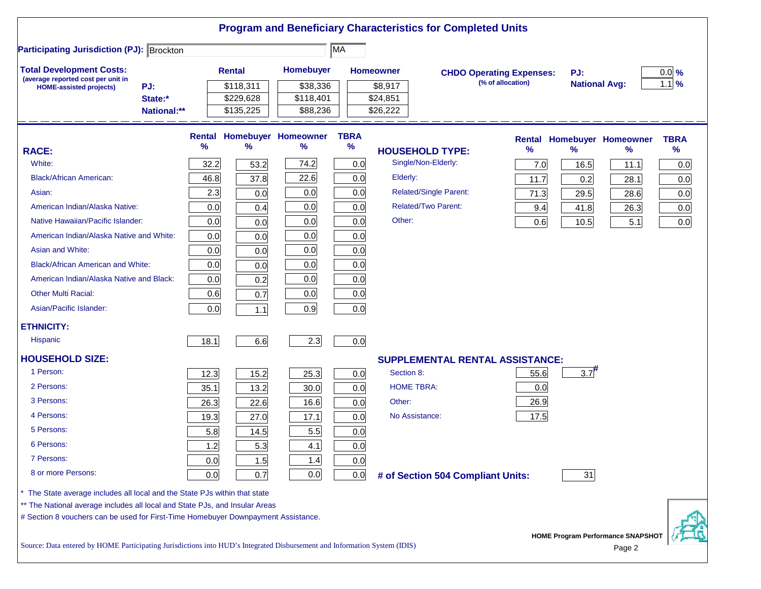# Program and Beneficiary Characteristics for Completed Units

**Participating Jurisdiction (PJ):** Brockton MA

**Total Development Costs:**
(average reported cost per unit in HOME-assisted projects)

| | Rental | Homebuyer | Homeowner |
|---|---|---|---|
| PJ: | $118,311 | $38,336 | $8,917 |
| State:* | $229,628 | $118,401 | $24,851 |
| National:** | $135,225 | $88,236 | $26,222 |

**CHDO Operating Expenses:** (% of allocation)

| | |
|---|---|
| PJ: | 0.0 % |
| National Avg: | 1.1 % |

| RACE: | Rental % | Homebuyer % | Homeowner % | TBRA % |
|---|---|---|---|---|
| White: | 32.2 | 53.2 | 74.2 | 0.0 |
| Black/African American: | 46.8 | 37.8 | 22.6 | 0.0 |
| Asian: | 2.3 | 0.0 | 0.0 | 0.0 |
| American Indian/Alaska Native: | 0.0 | 0.4 | 0.0 | 0.0 |
| Native Hawaiian/Pacific Islander: | 0.0 | 0.0 | 0.0 | 0.0 |
| American Indian/Alaska Native and White: | 0.0 | 0.0 | 0.0 | 0.0 |
| Asian and White: | 0.0 | 0.0 | 0.0 | 0.0 |
| Black/African American and White: | 0.0 | 0.0 | 0.0 | 0.0 |
| American Indian/Alaska Native and Black: | 0.0 | 0.2 | 0.0 | 0.0 |
| Other Multi Racial: | 0.6 | 0.7 | 0.0 | 0.0 |
| Asian/Pacific Islander: | 0.0 | 1.1 | 0.9 | 0.0 |
| **ETHNICITY:** | | | | |
| Hispanic | 18.1 | 6.6 | 2.3 | 0.0 |
| **HOUSEHOLD SIZE:** | | | | |
| 1 Person: | 12.3 | 15.2 | 25.3 | 0.0 |
| 2 Persons: | 35.1 | 13.2 | 30.0 | 0.0 |
| 3 Persons: | 26.3 | 22.6 | 16.6 | 0.0 |
| 4 Persons: | 19.3 | 27.0 | 17.1 | 0.0 |
| 5 Persons: | 5.8 | 14.5 | 5.5 | 0.0 |
| 6 Persons: | 1.2 | 5.3 | 4.1 | 0.0 |
| 7 Persons: | 0.0 | 1.5 | 1.4 | 0.0 |
| 8 or more Persons: | 0.0 | 0.7 | 0.0 | 0.0 |

| HOUSEHOLD TYPE: | Rental % | Homebuyer % | Homeowner % | TBRA % |
|---|---|---|---|---|
| Single/Non-Elderly: | 7.0 | 16.5 | 11.1 | 0.0 |
| Elderly: | 11.7 | 0.2 | 28.1 | 0.0 |
| Related/Single Parent: | 71.3 | 29.5 | 28.6 | 0.0 |
| Related/Two Parent: | 9.4 | 41.8 | 26.3 | 0.0 |
| Other: | 0.6 | 10.5 | 5.1 | 0.0 |

| SUPPLEMENTAL RENTAL ASSISTANCE: | Rental | Homebuyer |
|---|---|---|
| Section 8: | 55.6 | 3.7# |
| HOME TBRA: | 0.0 | |
| Other: | 26.9 | |
| No Assistance: | 17.5 | |

**# of Section 504 Compliant Units:** 31

\* The State average includes all local and the State PJs within that state

\*\* The National average includes all local and State PJs, and Insular Areas

# Section 8 vouchers can be used for First-Time Homebuyer Downpayment Assistance.

Source: Data entered by HOME Participating Jurisdictions into HUD's Integrated Disbursement and Information System (IDIS)

HOME Program Performance SNAPSHOT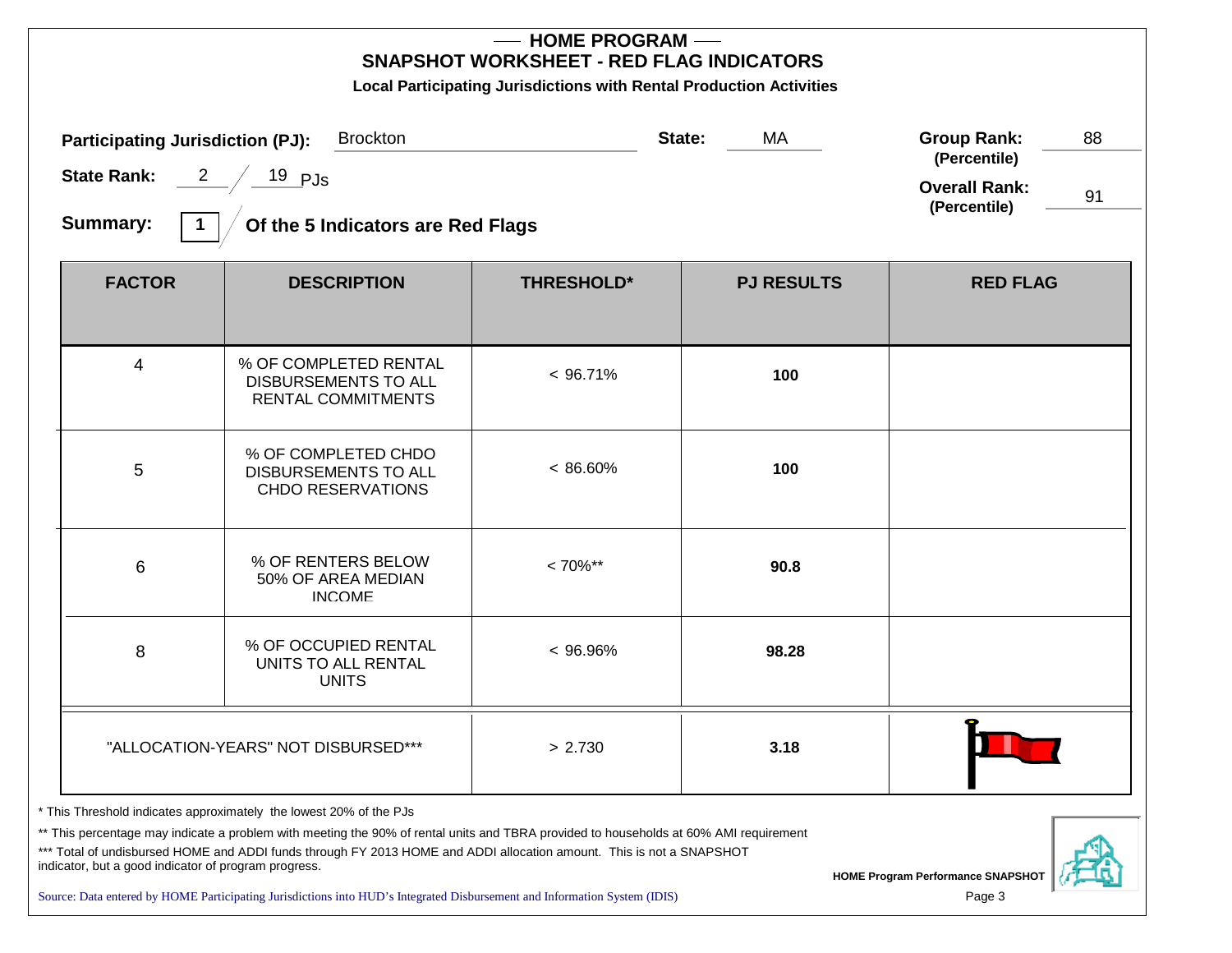# HOME PROGRAM
## SNAPSHOT WORKSHEET - RED FLAG INDICATORS
### Local Participating Jurisdictions with Rental Production Activities

**Participating Jurisdiction (PJ):** Brockton **State:** MA **Group Rank:** 88 **(Percentile)**

**State Rank:** 2 / 19 PJs **Overall Rank:** 91 **(Percentile)**

**Summary:** 1 / **Of the 5 Indicators are Red Flags**

| FACTOR | DESCRIPTION | THRESHOLD* | PJ RESULTS | RED FLAG |
|---|---|---|---|---|
| 4 | % OF COMPLETED RENTAL DISBURSEMENTS TO ALL RENTAL COMMITMENTS | < 96.71% | **100** | |
| 5 | % OF COMPLETED CHDO DISBURSEMENTS TO ALL CHDO RESERVATIONS | < 86.60% | **100** | |
| 6 | % OF RENTERS BELOW 50% OF AREA MEDIAN INCOME | < 70%** | **90.8** | |
| 8 | % OF OCCUPIED RENTAL UNITS TO ALL RENTAL UNITS | < 96.96% | **98.28** | |
| "ALLOCATION-YEARS" NOT DISBURSED*** | | > 2.730 | **3.18** | Red Flag |

\* This Threshold indicates approximately the lowest 20% of the PJs

** This percentage may indicate a problem with meeting the 90% of rental units and TBRA provided to households at 60% AMI requirement

*** Total of undisbursed HOME and ADDI funds through FY 2013 HOME and ADDI allocation amount. This is not a SNAPSHOT indicator, but a good indicator of program progress.

**HOME Program Performance SNAPSHOT**

Source: Data entered by HOME Participating Jurisdictions into HUD's Integrated Disbursement and Information System (IDIS)